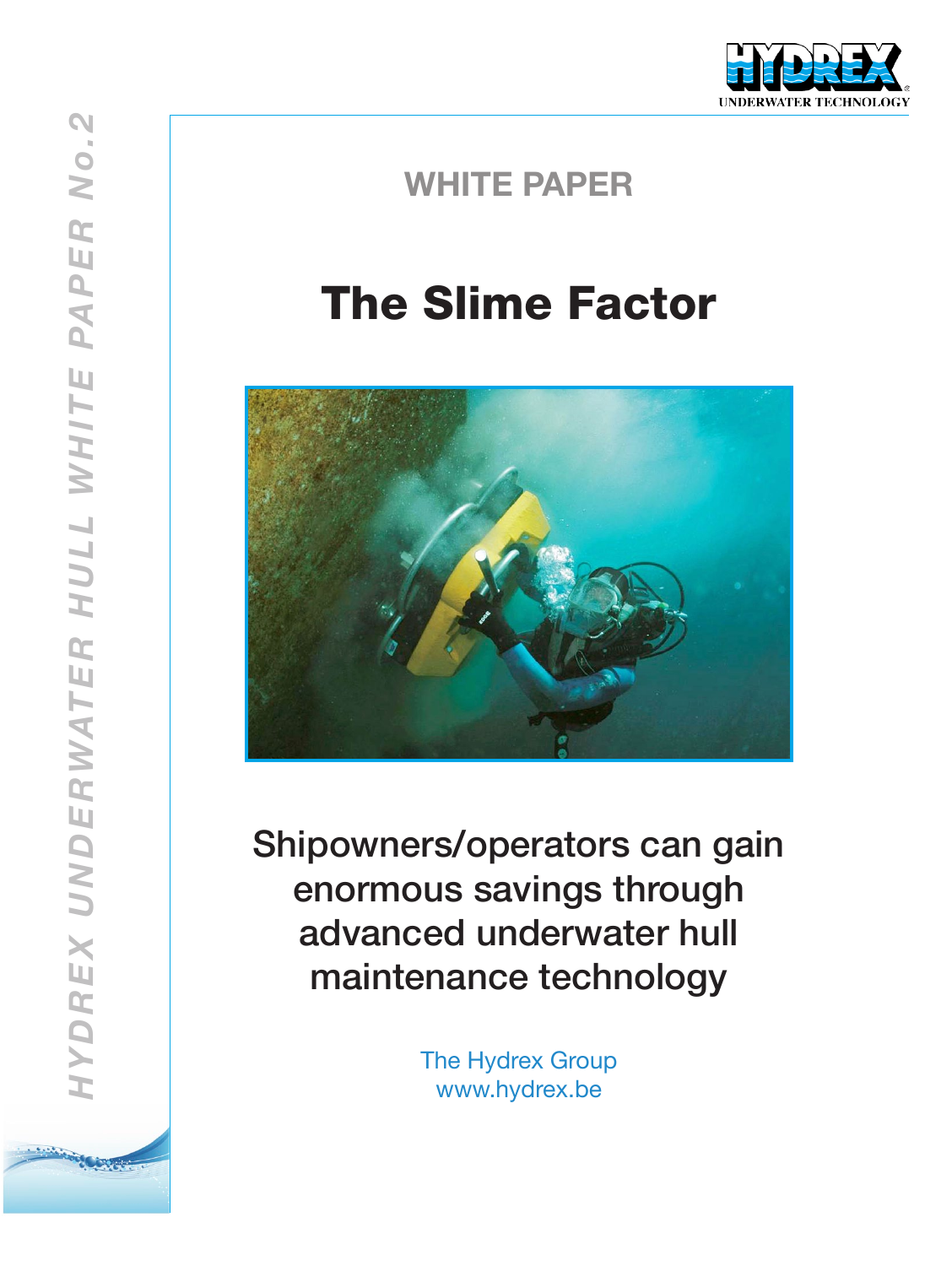HYDREX UNDERWATER HULL WHITE PAPER No.2

WHITE PAPER

# The Slime Factor

Shipowners/operators can gain enormous savings through advanced underwater hull maintenance technology

The Hydrex Group
www.hydrex.be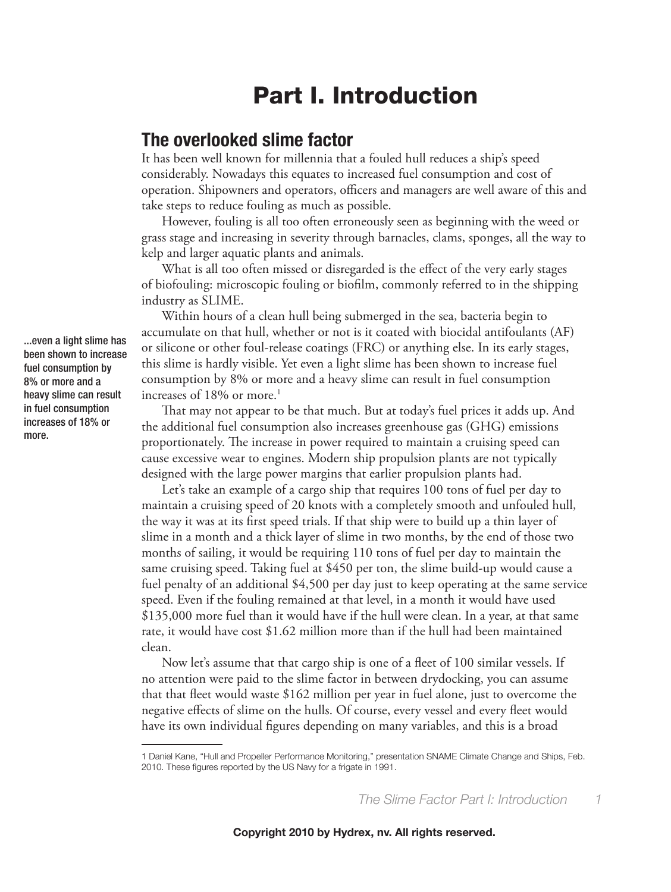# Part I. Introduction

## The overlooked slime factor

It has been well known for millennia that a fouled hull reduces a ship's speed considerably. Nowadays this equates to increased fuel consumption and cost of operation. Shipowners and operators, officers and managers are well aware of this and take steps to reduce fouling as much as possible.

However, fouling is all too often erroneously seen as beginning with the weed or grass stage and increasing in severity through barnacles, clams, sponges, all the way to kelp and larger aquatic plants and animals.

What is all too often missed or disregarded is the effect of the very early stages of biofouling: microscopic fouling or biofilm, commonly referred to in the shipping industry as SLIME.

Within hours of a clean hull being submerged in the sea, bacteria begin to accumulate on that hull, whether or not is it coated with biocidal antifoulants (AF) or silicone or other foul-release coatings (FRC) or anything else. In its early stages, this slime is hardly visible. Yet even a light slime has been shown to increase fuel consumption by 8% or more and a heavy slime can result in fuel consumption increases of 18% or more.[1]

...even a light slime has been shown to increase fuel consumption by 8% or more and a heavy slime can result in fuel consumption increases of 18% or more.

That may not appear to be that much. But at today's fuel prices it adds up. And the additional fuel consumption also increases greenhouse gas (GHG) emissions proportionately. The increase in power required to maintain a cruising speed can cause excessive wear to engines. Modern ship propulsion plants are not typically designed with the large power margins that earlier propulsion plants had.

Let's take an example of a cargo ship that requires 100 tons of fuel per day to maintain a cruising speed of 20 knots with a completely smooth and unfouled hull, the way it was at its first speed trials. If that ship were to build up a thin layer of slime in a month and a thick layer of slime in two months, by the end of those two months of sailing, it would be requiring 110 tons of fuel per day to maintain the same cruising speed. Taking fuel at $450 per ton, the slime build-up would cause a fuel penalty of an additional $4,500 per day just to keep operating at the same service speed. Even if the fouling remained at that level, in a month it would have used $135,000 more fuel than it would have if the hull were clean. In a year, at that same rate, it would have cost $1.62 million more than if the hull had been maintained clean.

Now let's assume that that cargo ship is one of a fleet of 100 similar vessels. If no attention were paid to the slime factor in between drydocking, you can assume that that fleet would waste $162 million per year in fuel alone, just to overcome the negative effects of slime on the hulls. Of course, every vessel and every fleet would have its own individual figures depending on many variables, and this is a broad

1 Daniel Kane, "Hull and Propeller Performance Monitoring," presentation SNAME Climate Change and Ships, Feb. 2010. These figures reported by the US Navy for a frigate in 1991.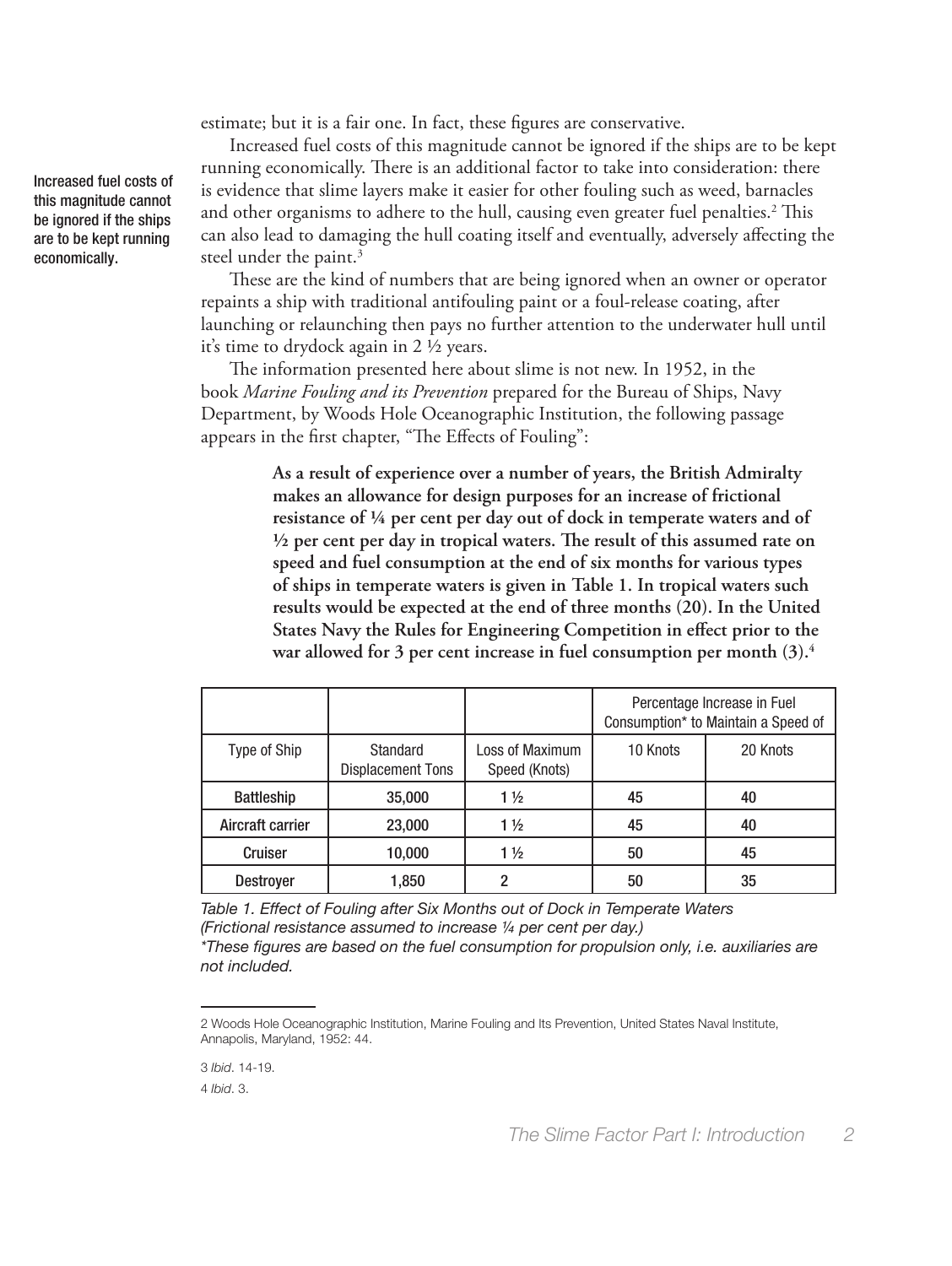estimate; but it is a fair one. In fact, these figures are conservative.

Increased fuel costs of this magnitude cannot be ignored if the ships are to be kept running economically.

Increased fuel costs of this magnitude cannot be ignored if the ships are to be kept running economically. There is an additional factor to take into consideration: there is evidence that slime layers make it easier for other fouling such as weed, barnacles and other organisms to adhere to the hull, causing even greater fuel penalties.[2] This can also lead to damaging the hull coating itself and eventually, adversely affecting the steel under the paint.[3]

These are the kind of numbers that are being ignored when an owner or operator repaints a ship with traditional antifouling paint or a foul-release coating, after launching or relaunching then pays no further attention to the underwater hull until it's time to drydock again in 2 ½ years.

The information presented here about slime is not new. In 1952, in the book *Marine Fouling and its Prevention* prepared for the Bureau of Ships, Navy Department, by Woods Hole Oceanographic Institution, the following passage appears in the first chapter, "The Effects of Fouling":

> **As a result of experience over a number of years, the British Admiralty makes an allowance for design purposes for an increase of frictional resistance of ¼ per cent per day out of dock in temperate waters and of ½ per cent per day in tropical waters. The result of this assumed rate on speed and fuel consumption at the end of six months for various types of ships in temperate waters is given in Table 1. In tropical waters such results would be expected at the end of three months (20). In the United States Navy the Rules for Engineering Competition in effect prior to the war allowed for 3 per cent increase in fuel consumption per month (3).**[4]

| | | | Percentage Increase in Fuel Consumption* to Maintain a Speed of | |
|---|---|---|---|---|
| Type of Ship | Standard Displacement Tons | Loss of Maximum Speed (Knots) | 10 Knots | 20 Knots |
| Battleship | 35,000 | 1 ½ | 45 | 40 |
| Aircraft carrier | 23,000 | 1 ½ | 45 | 40 |
| Cruiser | 10,000 | 1 ½ | 50 | 45 |
| Destroyer | 1,850 | 2 | 50 | 35 |

*Table 1. Effect of Fouling after Six Months out of Dock in Temperate Waters (Frictional resistance assumed to increase ¼ per cent per day.)*
*\*These figures are based on the fuel consumption for propulsion only, i.e. auxiliaries are not included.*

---

2 Woods Hole Oceanographic Institution, Marine Fouling and Its Prevention, United States Naval Institute, Annapolis, Maryland, 1952: 44.

3 *Ibid*. 14-19.

4 *Ibid*. 3.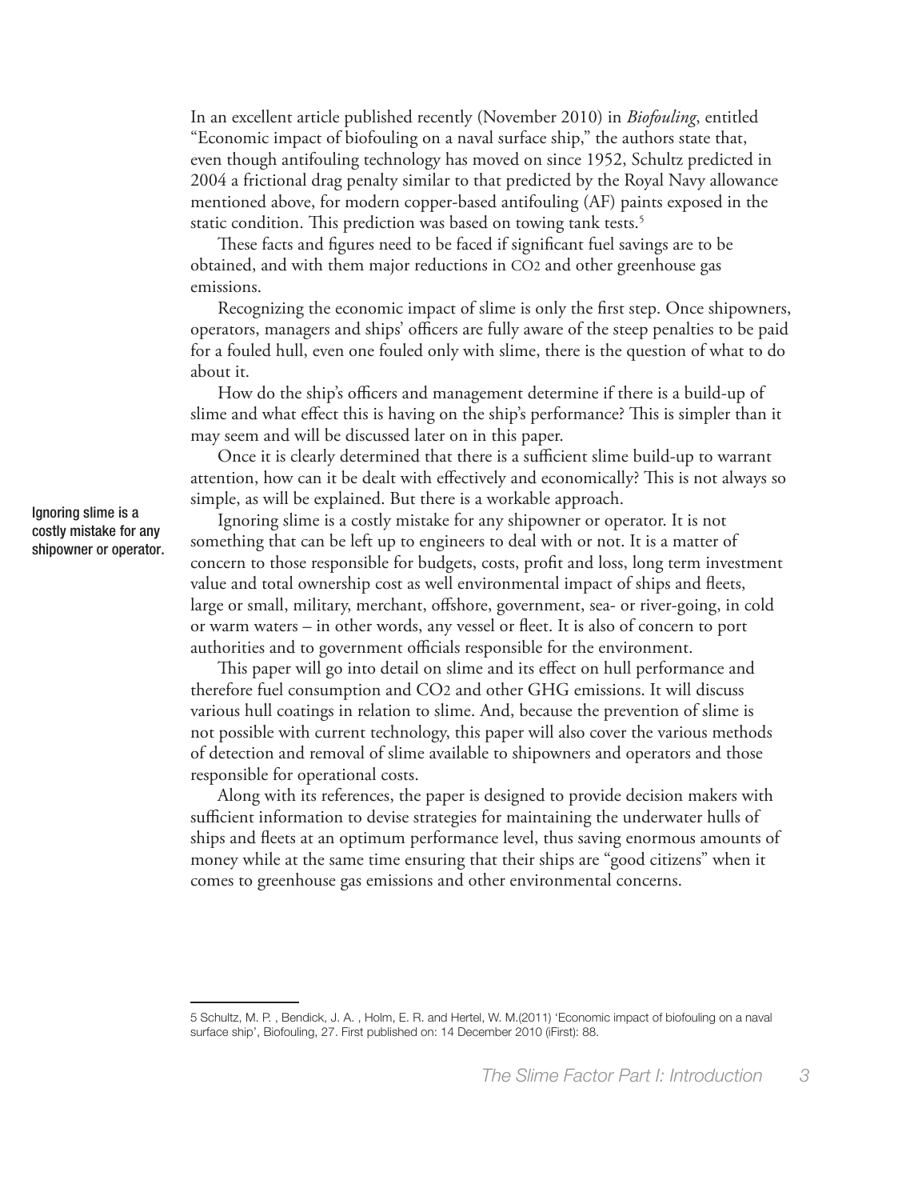In an excellent article published recently (November 2010) in *Biofouling*, entitled "Economic impact of biofouling on a naval surface ship," the authors state that, even though antifouling technology has moved on since 1952, Schultz predicted in 2004 a frictional drag penalty similar to that predicted by the Royal Navy allowance mentioned above, for modern copper-based antifouling (AF) paints exposed in the static condition. This prediction was based on towing tank tests.[5]

These facts and figures need to be faced if significant fuel savings are to be obtained, and with them major reductions in $CO_2$ and other greenhouse gas emissions.

Recognizing the economic impact of slime is only the first step. Once shipowners, operators, managers and ships' officers are fully aware of the steep penalties to be paid for a fouled hull, even one fouled only with slime, there is the question of what to do about it.

How do the ship's officers and management determine if there is a build-up of slime and what effect this is having on the ship's performance? This is simpler than it may seem and will be discussed later on in this paper.

Once it is clearly determined that there is a sufficient slime build-up to warrant attention, how can it be dealt with effectively and economically? This is not always so simple, as will be explained. But there is a workable approach.

Ignoring slime is a costly mistake for any shipowner or operator.

Ignoring slime is a costly mistake for any shipowner or operator. It is not something that can be left up to engineers to deal with or not. It is a matter of concern to those responsible for budgets, costs, profit and loss, long term investment value and total ownership cost as well environmental impact of ships and fleets, large or small, military, merchant, offshore, government, sea- or river-going, in cold or warm waters – in other words, any vessel or fleet. It is also of concern to port authorities and to government officials responsible for the environment.

This paper will go into detail on slime and its effect on hull performance and therefore fuel consumption and $CO_2$ and other GHG emissions. It will discuss various hull coatings in relation to slime. And, because the prevention of slime is not possible with current technology, this paper will also cover the various methods of detection and removal of slime available to shipowners and operators and those responsible for operational costs.

Along with its references, the paper is designed to provide decision makers with sufficient information to devise strategies for maintaining the underwater hulls of ships and fleets at an optimum performance level, thus saving enormous amounts of money while at the same time ensuring that their ships are "good citizens" when it comes to greenhouse gas emissions and other environmental concerns.

---

5 Schultz, M. P. , Bendick, J. A. , Holm, E. R. and Hertel, W. M.(2011) 'Economic impact of biofouling on a naval surface ship', Biofouling, 27. First published on: 14 December 2010 (iFirst): 88.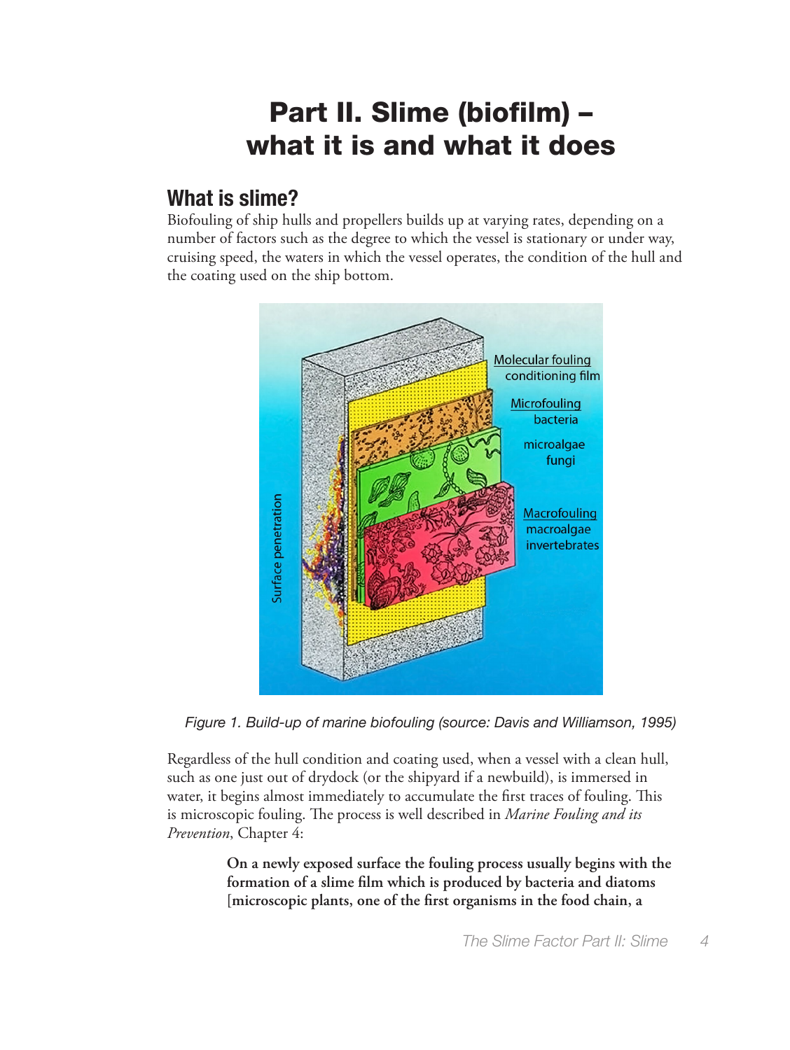# Part II. Slime (biofilm) – what it is and what it does

## What is slime?

Biofouling of ship hulls and propellers builds up at varying rates, depending on a number of factors such as the degree to which the vessel is stationary or under way, cruising speed, the waters in which the vessel operates, the condition of the hull and the coating used on the ship bottom.

*Figure 1. Build-up of marine biofouling (source: Davis and Williamson, 1995)*

Regardless of the hull condition and coating used, when a vessel with a clean hull, such as one just out of drydock (or the shipyard if a newbuild), is immersed in water, it begins almost immediately to accumulate the first traces of fouling. This is microscopic fouling. The process is well described in *Marine Fouling and its Prevention*, Chapter 4:

> **On a newly exposed surface the fouling process usually begins with the formation of a slime film which is produced by bacteria and diatoms [microscopic plants, one of the first organisms in the food chain, a**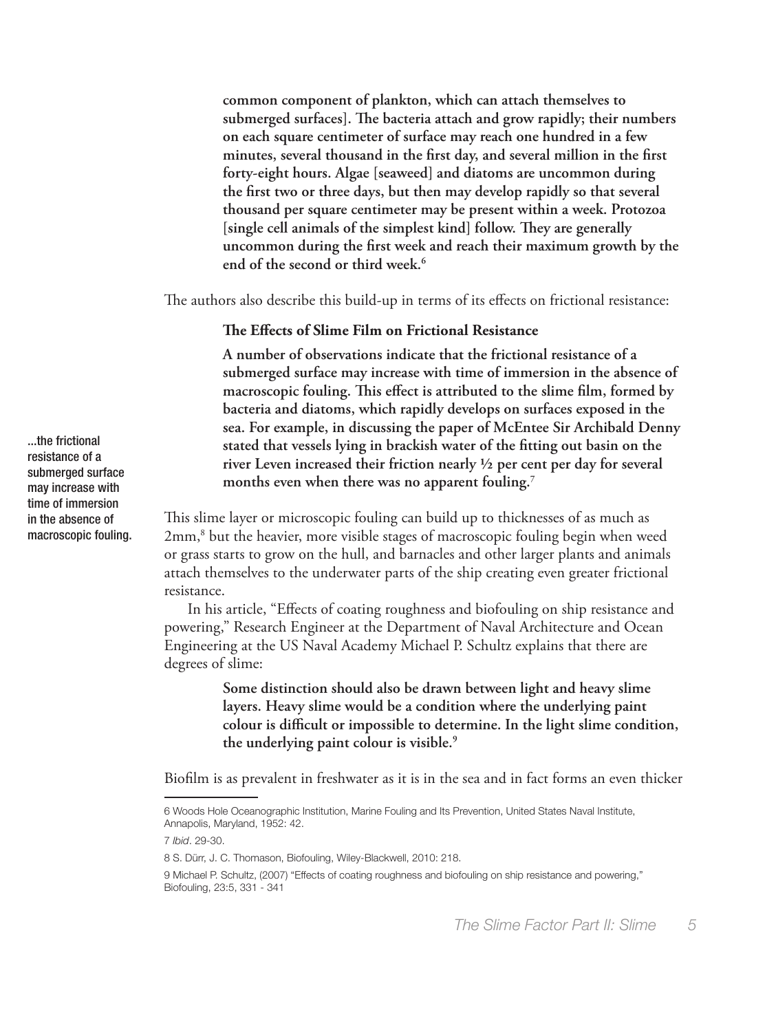**common component of plankton, which can attach themselves to submerged surfaces]. The bacteria attach and grow rapidly; their numbers on each square centimeter of surface may reach one hundred in a few minutes, several thousand in the first day, and several million in the first forty-eight hours. Algae [seaweed] and diatoms are uncommon during the first two or three days, but then may develop rapidly so that several thousand per square centimeter may be present within a week. Protozoa [single cell animals of the simplest kind] follow. They are generally uncommon during the first week and reach their maximum growth by the end of the second or third week.**[6]

The authors also describe this build-up in terms of its effects on frictional resistance:

> **The Effects of Slime Film on Frictional Resistance**
>
> **A number of observations indicate that the frictional resistance of a submerged surface may increase with time of immersion in the absence of macroscopic fouling. This effect is attributed to the slime film, formed by bacteria and diatoms, which rapidly develops on surfaces exposed in the sea. For example, in discussing the paper of McEntee Sir Archibald Denny stated that vessels lying in brackish water of the fitting out basin on the river Leven increased their friction nearly ½ per cent per day for several months even when there was no apparent fouling.**[7]

...the frictional resistance of a submerged surface may increase with time of immersion in the absence of macroscopic fouling.

This slime layer or microscopic fouling can build up to thicknesses of as much as 2mm,[8] but the heavier, more visible stages of macroscopic fouling begin when weed or grass starts to grow on the hull, and barnacles and other larger plants and animals attach themselves to the underwater parts of the ship creating even greater frictional resistance.

In his article, "Effects of coating roughness and biofouling on ship resistance and powering," Research Engineer at the Department of Naval Architecture and Ocean Engineering at the US Naval Academy Michael P. Schultz explains that there are degrees of slime:

> **Some distinction should also be drawn between light and heavy slime layers. Heavy slime would be a condition where the underlying paint colour is difficult or impossible to determine. In the light slime condition, the underlying paint colour is visible.**[9]

Biofilm is as prevalent in freshwater as it is in the sea and in fact forms an even thicker

---

6 Woods Hole Oceanographic Institution, Marine Fouling and Its Prevention, United States Naval Institute, Annapolis, Maryland, 1952: 42.

7 *Ibid*. 29-30.

8 S. Dürr, J. C. Thomason, Biofouling, Wiley-Blackwell, 2010: 218.

9 Michael P. Schultz, (2007) "Effects of coating roughness and biofouling on ship resistance and powering," Biofouling, 23:5, 331 - 341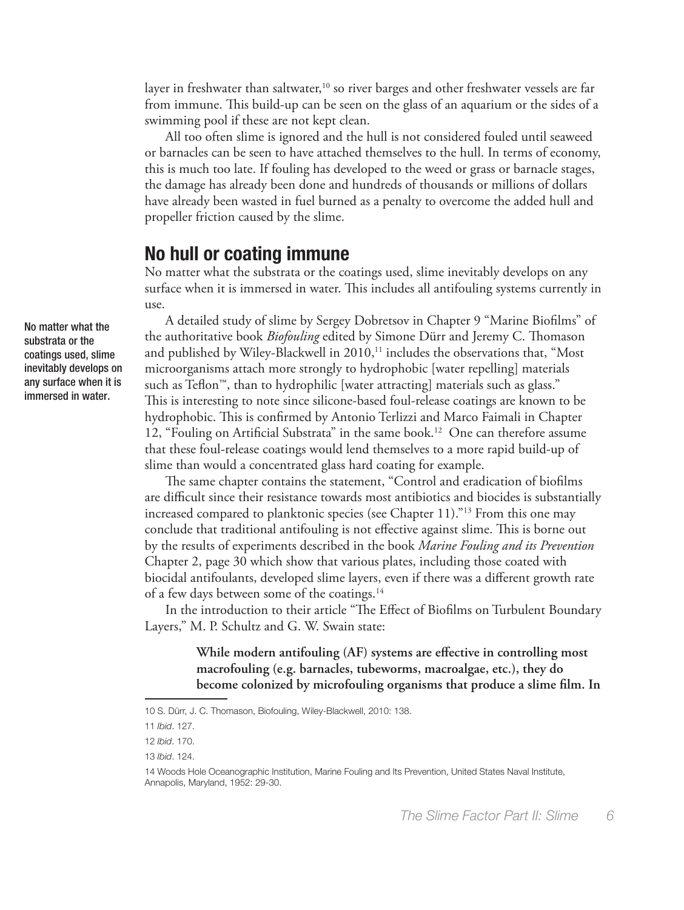layer in freshwater than saltwater,[10] so river barges and other freshwater vessels are far from immune. This build-up can be seen on the glass of an aquarium or the sides of a swimming pool if these are not kept clean.

All too often slime is ignored and the hull is not considered fouled until seaweed or barnacles can be seen to have attached themselves to the hull. In terms of economy, this is much too late. If fouling has developed to the weed or grass or barnacle stages, the damage has already been done and hundreds of thousands or millions of dollars have already been wasted in fuel burned as a penalty to overcome the added hull and propeller friction caused by the slime.

## No hull or coating immune

No matter what the substrata or the coatings used, slime inevitably develops on any surface when it is immersed in water. This includes all antifouling systems currently in use.

No matter what the substrata or the coatings used, slime inevitably develops on any surface when it is immersed in water.

A detailed study of slime by Sergey Dobretsov in Chapter 9 "Marine Biofilms" of the authoritative book *Biofouling* edited by Simone Dürr and Jeremy C. Thomason and published by Wiley-Blackwell in 2010,[11] includes the observations that, "Most microorganisms attach more strongly to hydrophobic [water repelling] materials such as Teflon™, than to hydrophilic [water attracting] materials such as glass." This is interesting to note since silicone-based foul-release coatings are known to be hydrophobic. This is confirmed by Antonio Terlizzi and Marco Faimali in Chapter 12, "Fouling on Artificial Substrata" in the same book.[12] One can therefore assume that these foul-release coatings would lend themselves to a more rapid build-up of slime than would a concentrated glass hard coating for example.

The same chapter contains the statement, "Control and eradication of biofilms are difficult since their resistance towards most antibiotics and biocides is substantially increased compared to planktonic species (see Chapter 11)."[13] From this one may conclude that traditional antifouling is not effective against slime. This is borne out by the results of experiments described in the book *Marine Fouling and its Prevention* Chapter 2, page 30 which show that various plates, including those coated with biocidal antifoulants, developed slime layers, even if there was a different growth rate of a few days between some of the coatings.[14]

In the introduction to their article "The Effect of Biofilms on Turbulent Boundary Layers," M. P. Schultz and G. W. Swain state:

> **While modern antifouling (AF) systems are effective in controlling most macrofouling (e.g. barnacles, tubeworms, macroalgae, etc.), they do become colonized by microfouling organisms that produce a slime film. In**

---

10 S. Dürr, J. C. Thomason, Biofouling, Wiley-Blackwell, 2010: 138.

11 *Ibid*. 127.

12 *Ibid*. 170.

13 *Ibid*. 124.

14 Woods Hole Oceanographic Institution, Marine Fouling and Its Prevention, United States Naval Institute, Annapolis, Maryland, 1952: 29-30.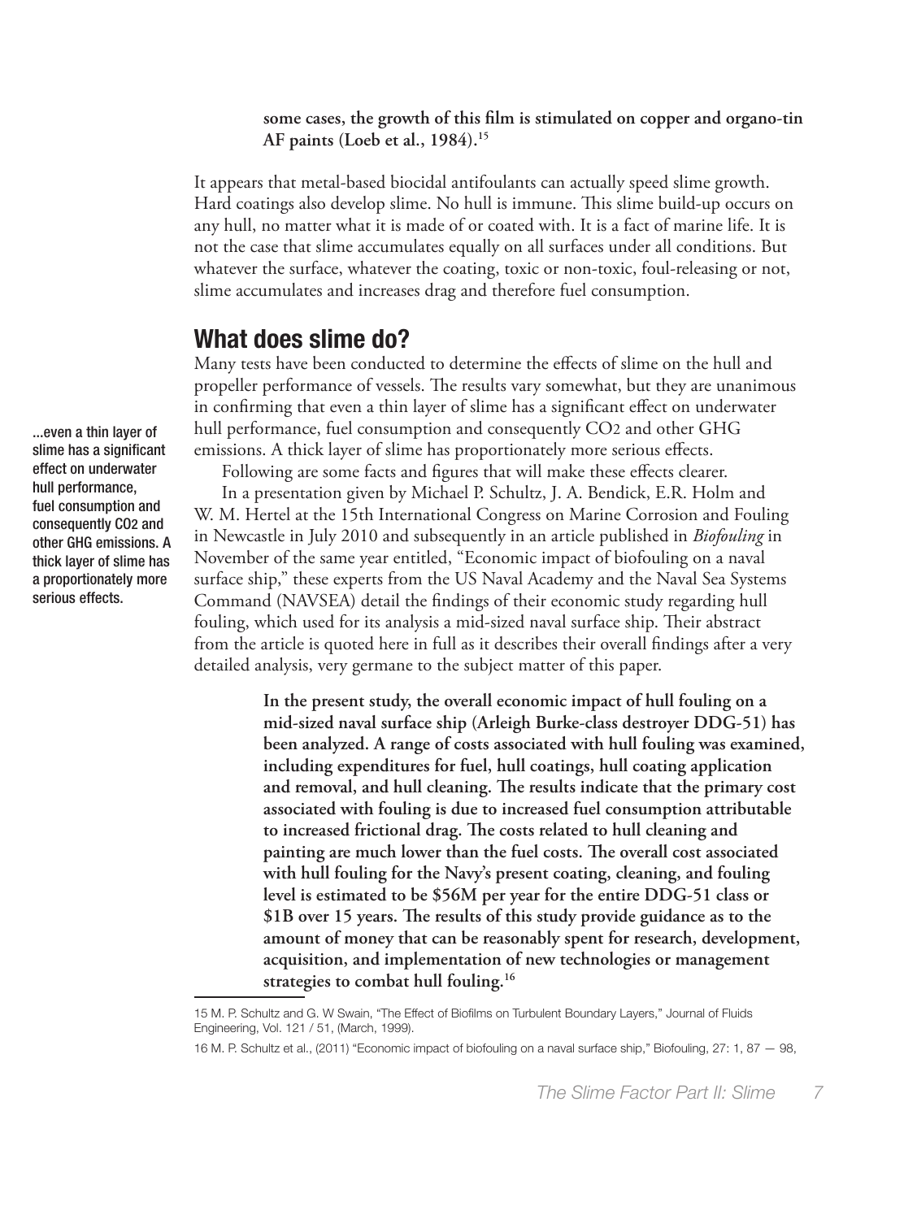**some cases, the growth of this film is stimulated on copper and organo-tin AF paints (Loeb et al., 1984).**[15]

It appears that metal-based biocidal antifoulants can actually speed slime growth. Hard coatings also develop slime. No hull is immune. This slime build-up occurs on any hull, no matter what it is made of or coated with. It is a fact of marine life. It is not the case that slime accumulates equally on all surfaces under all conditions. But whatever the surface, whatever the coating, toxic or non-toxic, foul-releasing or not, slime accumulates and increases drag and therefore fuel consumption.

## What does slime do?

Many tests have been conducted to determine the effects of slime on the hull and propeller performance of vessels. The results vary somewhat, but they are unanimous in confirming that even a thin layer of slime has a significant effect on underwater hull performance, fuel consumption and consequently $CO_2$ and other GHG emissions. A thick layer of slime has proportionately more serious effects.

...even a thin layer of slime has a significant effect on underwater hull performance, fuel consumption and consequently $CO_2$ and other GHG emissions. A thick layer of slime has a proportionately more serious effects.

Following are some facts and figures that will make these effects clearer.

In a presentation given by Michael P. Schultz, J. A. Bendick, E.R. Holm and W. M. Hertel at the 15th International Congress on Marine Corrosion and Fouling in Newcastle in July 2010 and subsequently in an article published in *Biofouling* in November of the same year entitled, "Economic impact of biofouling on a naval surface ship," these experts from the US Naval Academy and the Naval Sea Systems Command (NAVSEA) detail the findings of their economic study regarding hull fouling, which used for its analysis a mid-sized naval surface ship. Their abstract from the article is quoted here in full as it describes their overall findings after a very detailed analysis, very germane to the subject matter of this paper.

> **In the present study, the overall economic impact of hull fouling on a mid-sized naval surface ship (Arleigh Burke-class destroyer DDG-51) has been analyzed. A range of costs associated with hull fouling was examined, including expenditures for fuel, hull coatings, hull coating application and removal, and hull cleaning. The results indicate that the primary cost associated with fouling is due to increased fuel consumption attributable to increased frictional drag. The costs related to hull cleaning and painting are much lower than the fuel costs. The overall cost associated with hull fouling for the Navy's present coating, cleaning, and fouling level is estimated to be \$56M per year for the entire DDG-51 class or \$1B over 15 years. The results of this study provide guidance as to the amount of money that can be reasonably spent for research, development, acquisition, and implementation of new technologies or management strategies to combat hull fouling.**[16]

---

15 M. P. Schultz and G. W Swain, "The Effect of Biofilms on Turbulent Boundary Layers," Journal of Fluids Engineering, Vol. 121 / 51, (March, 1999).

16 M. P. Schultz et al., (2011) "Economic impact of biofouling on a naval surface ship," Biofouling, 27: 1, 87 — 98,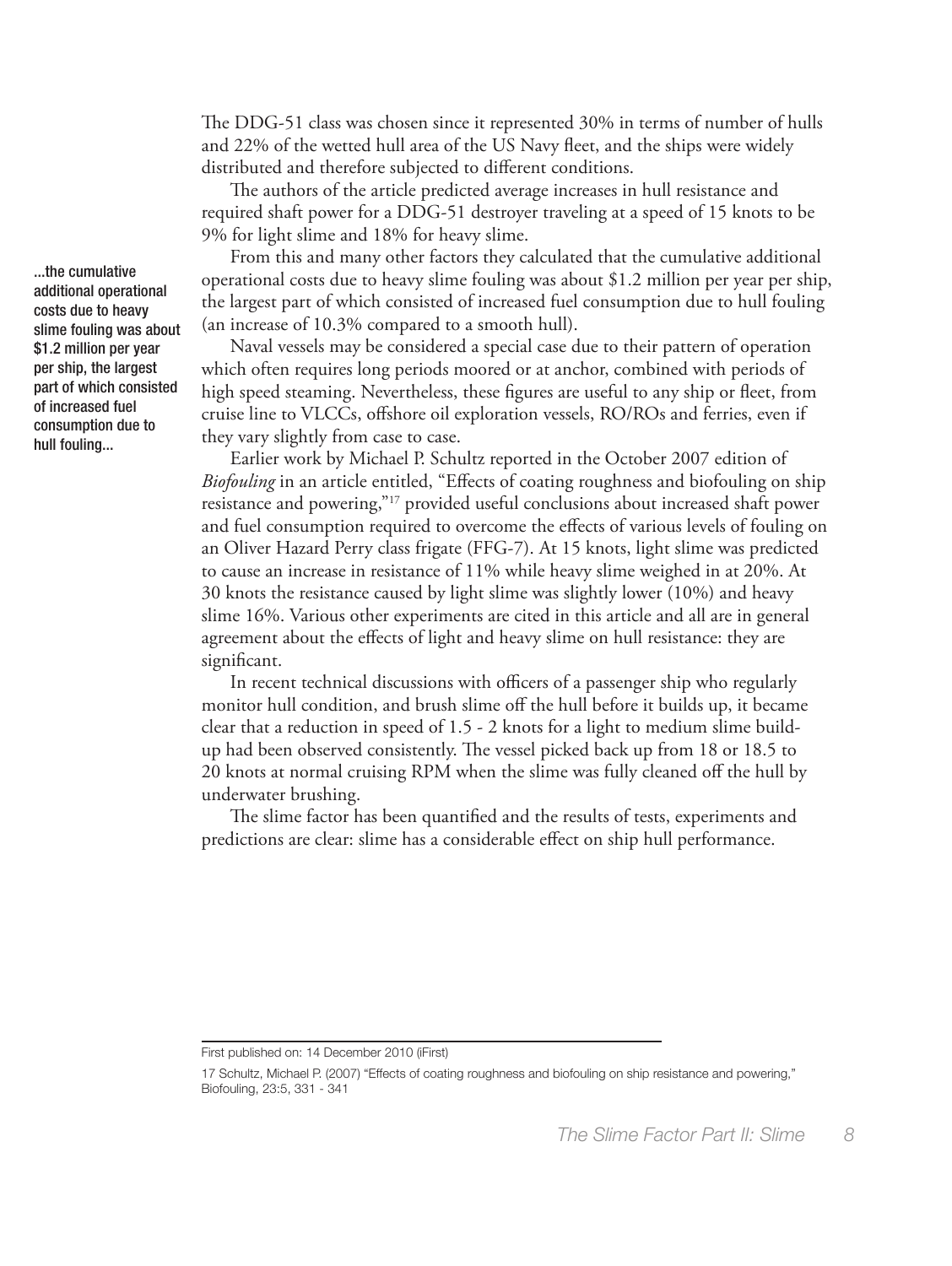The DDG-51 class was chosen since it represented 30% in terms of number of hulls and 22% of the wetted hull area of the US Navy fleet, and the ships were widely distributed and therefore subjected to different conditions.

The authors of the article predicted average increases in hull resistance and required shaft power for a DDG-51 destroyer traveling at a speed of 15 knots to be 9% for light slime and 18% for heavy slime.

From this and many other factors they calculated that the cumulative additional operational costs due to heavy slime fouling was about $1.2 million per year per ship, the largest part of which consisted of increased fuel consumption due to hull fouling (an increase of 10.3% compared to a smooth hull).

> ...the cumulative additional operational costs due to heavy slime fouling was about $1.2 million per year per ship, the largest part of which consisted of increased fuel consumption due to hull fouling...

Naval vessels may be considered a special case due to their pattern of operation which often requires long periods moored or at anchor, combined with periods of high speed steaming. Nevertheless, these figures are useful to any ship or fleet, from cruise line to VLCCs, offshore oil exploration vessels, RO/ROs and ferries, even if they vary slightly from case to case.

Earlier work by Michael P. Schultz reported in the October 2007 edition of *Biofouling* in an article entitled, "Effects of coating roughness and biofouling on ship resistance and powering,"[17] provided useful conclusions about increased shaft power and fuel consumption required to overcome the effects of various levels of fouling on an Oliver Hazard Perry class frigate (FFG-7). At 15 knots, light slime was predicted to cause an increase in resistance of 11% while heavy slime weighed in at 20%. At 30 knots the resistance caused by light slime was slightly lower (10%) and heavy slime 16%. Various other experiments are cited in this article and all are in general agreement about the effects of light and heavy slime on hull resistance: they are significant.

In recent technical discussions with officers of a passenger ship who regularly monitor hull condition, and brush slime off the hull before it builds up, it became clear that a reduction in speed of 1.5 - 2 knots for a light to medium slime build-up had been observed consistently. The vessel picked back up from 18 or 18.5 to 20 knots at normal cruising RPM when the slime was fully cleaned off the hull by underwater brushing.

The slime factor has been quantified and the results of tests, experiments and predictions are clear: slime has a considerable effect on ship hull performance.

---

First published on: 14 December 2010 (iFirst)

17 Schultz, Michael P. (2007) "Effects of coating roughness and biofouling on ship resistance and powering," Biofouling, 23:5, 331 - 341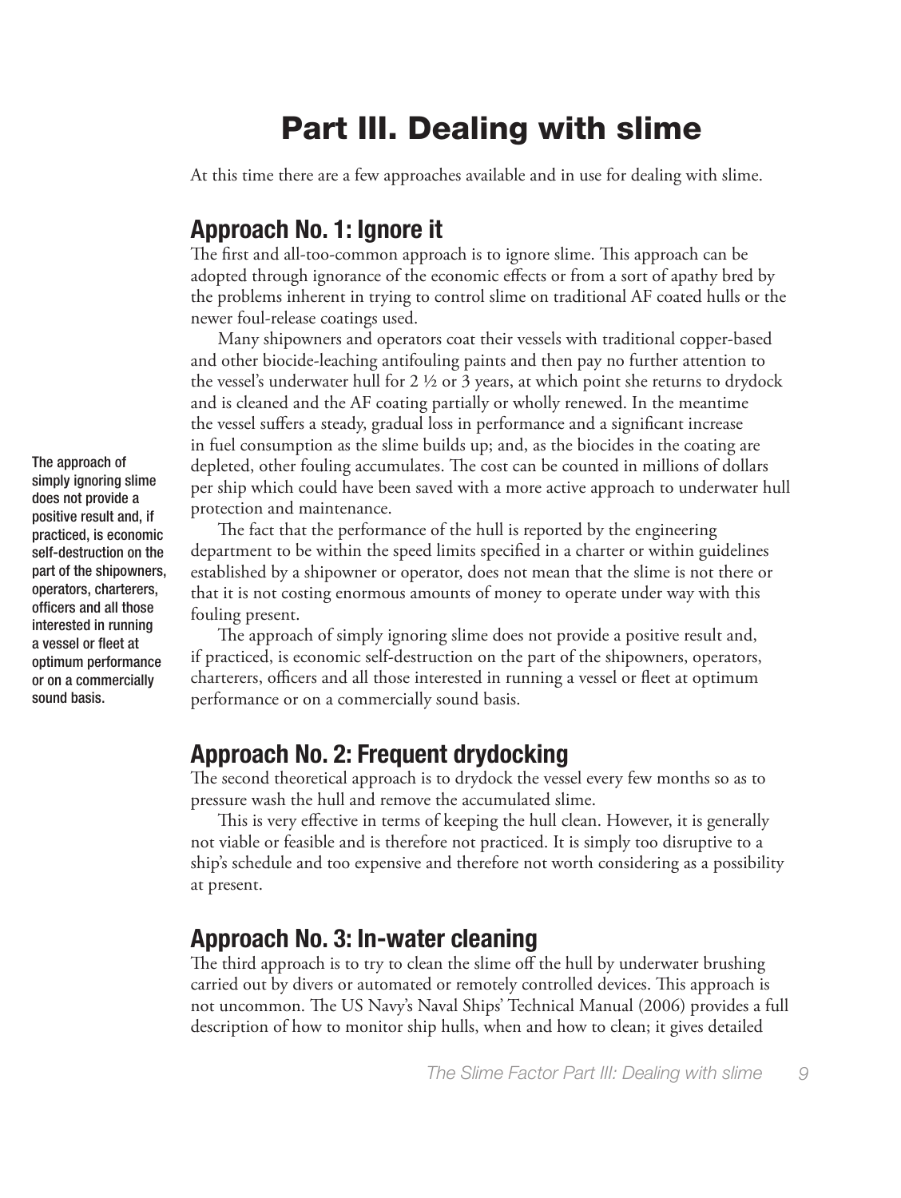# Part III. Dealing with slime

At this time there are a few approaches available and in use for dealing with slime.

## Approach No. 1: Ignore it

The first and all-too-common approach is to ignore slime. This approach can be adopted through ignorance of the economic effects or from a sort of apathy bred by the problems inherent in trying to control slime on traditional AF coated hulls or the newer foul-release coatings used.

Many shipowners and operators coat their vessels with traditional copper-based and other biocide-leaching antifouling paints and then pay no further attention to the vessel's underwater hull for 2 ½ or 3 years, at which point she returns to drydock and is cleaned and the AF coating partially or wholly renewed. In the meantime the vessel suffers a steady, gradual loss in performance and a significant increase in fuel consumption as the slime builds up; and, as the biocides in the coating are depleted, other fouling accumulates. The cost can be counted in millions of dollars per ship which could have been saved with a more active approach to underwater hull protection and maintenance.

The fact that the performance of the hull is reported by the engineering department to be within the speed limits specified in a charter or within guidelines established by a shipowner or operator, does not mean that the slime is not there or that it is not costing enormous amounts of money to operate under way with this fouling present.

The approach of simply ignoring slime does not provide a positive result and, if practiced, is economic self-destruction on the part of the shipowners, operators, charterers, officers and all those interested in running a vessel or fleet at optimum performance or on a commercially sound basis.

## Approach No. 2: Frequent drydocking

The second theoretical approach is to drydock the vessel every few months so as to pressure wash the hull and remove the accumulated slime.

This is very effective in terms of keeping the hull clean. However, it is generally not viable or feasible and is therefore not practiced. It is simply too disruptive to a ship's schedule and too expensive and therefore not worth considering as a possibility at present.

## Approach No. 3: In-water cleaning

The third approach is to try to clean the slime off the hull by underwater brushing carried out by divers or automated or remotely controlled devices. This approach is not uncommon. The US Navy's Naval Ships' Technical Manual (2006) provides a full description of how to monitor ship hulls, when and how to clean; it gives detailed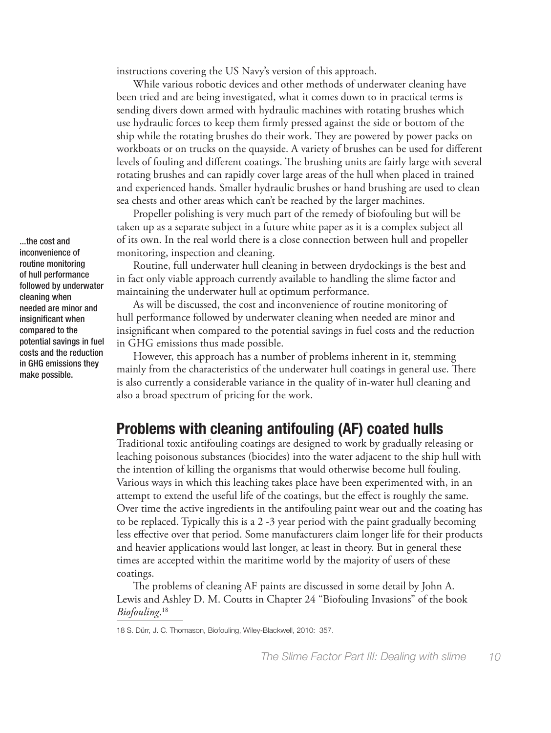instructions covering the US Navy's version of this approach.

While various robotic devices and other methods of underwater cleaning have been tried and are being investigated, what it comes down to in practical terms is sending divers down armed with hydraulic machines with rotating brushes which use hydraulic forces to keep them firmly pressed against the side or bottom of the ship while the rotating brushes do their work. They are powered by power packs on workboats or on trucks on the quayside. A variety of brushes can be used for different levels of fouling and different coatings. The brushing units are fairly large with several rotating brushes and can rapidly cover large areas of the hull when placed in trained and experienced hands. Smaller hydraulic brushes or hand brushing are used to clean sea chests and other areas which can't be reached by the larger machines.

Propeller polishing is very much part of the remedy of biofouling but will be taken up as a separate subject in a future white paper as it is a complex subject all of its own. In the real world there is a close connection between hull and propeller monitoring, inspection and cleaning.

> ...the cost and inconvenience of routine monitoring of hull performance followed by underwater cleaning when needed are minor and insignificant when compared to the potential savings in fuel costs and the reduction in GHG emissions they make possible.

Routine, full underwater hull cleaning in between drydockings is the best and in fact only viable approach currently available to handling the slime factor and maintaining the underwater hull at optimum performance.

As will be discussed, the cost and inconvenience of routine monitoring of hull performance followed by underwater cleaning when needed are minor and insignificant when compared to the potential savings in fuel costs and the reduction in GHG emissions thus made possible.

However, this approach has a number of problems inherent in it, stemming mainly from the characteristics of the underwater hull coatings in general use. There is also currently a considerable variance in the quality of in-water hull cleaning and also a broad spectrum of pricing for the work.

## Problems with cleaning antifouling (AF) coated hulls

Traditional toxic antifouling coatings are designed to work by gradually releasing or leaching poisonous substances (biocides) into the water adjacent to the ship hull with the intention of killing the organisms that would otherwise become hull fouling. Various ways in which this leaching takes place have been experimented with, in an attempt to extend the useful life of the coatings, but the effect is roughly the same. Over time the active ingredients in the antifouling paint wear out and the coating has to be replaced. Typically this is a 2 -3 year period with the paint gradually becoming less effective over that period. Some manufacturers claim longer life for their products and heavier applications would last longer, at least in theory. But in general these times are accepted within the maritime world by the majority of users of these coatings.

The problems of cleaning AF paints are discussed in some detail by John A. Lewis and Ashley D. M. Coutts in Chapter 24 "Biofouling Invasions" of the book *Biofouling*.[18]

18 S. Dürr, J. C. Thomason, Biofouling, Wiley-Blackwell, 2010: 357.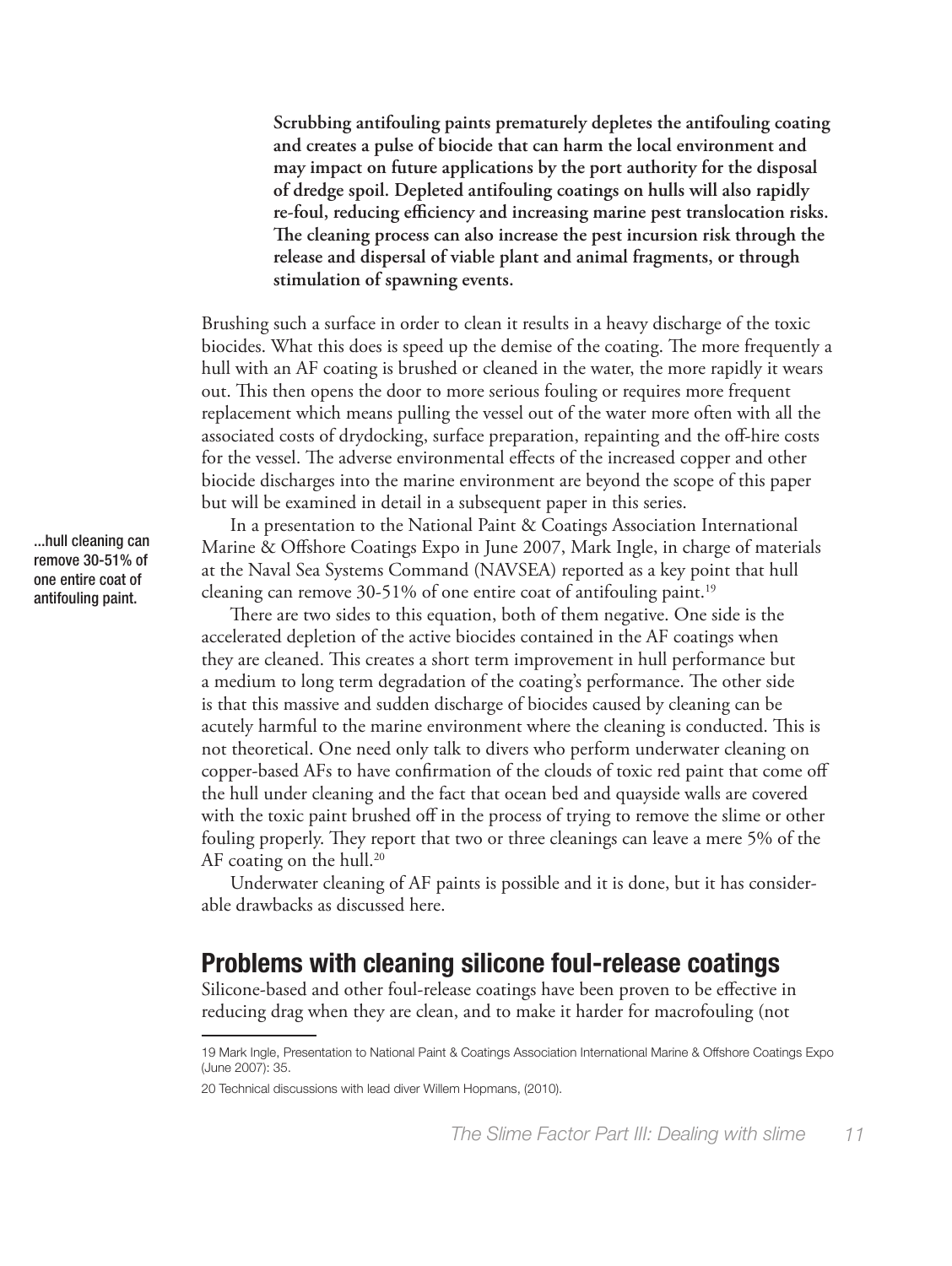**Scrubbing antifouling paints prematurely depletes the antifouling coating and creates a pulse of biocide that can harm the local environment and may impact on future applications by the port authority for the disposal of dredge spoil. Depleted antifouling coatings on hulls will also rapidly re-foul, reducing efficiency and increasing marine pest translocation risks. The cleaning process can also increase the pest incursion risk through the release and dispersal of viable plant and animal fragments, or through stimulation of spawning events.**

Brushing such a surface in order to clean it results in a heavy discharge of the toxic biocides. What this does is speed up the demise of the coating. The more frequently a hull with an AF coating is brushed or cleaned in the water, the more rapidly it wears out. This then opens the door to more serious fouling or requires more frequent replacement which means pulling the vessel out of the water more often with all the associated costs of drydocking, surface preparation, repainting and the off-hire costs for the vessel. The adverse environmental effects of the increased copper and other biocide discharges into the marine environment are beyond the scope of this paper but will be examined in detail in a subsequent paper in this series.

...hull cleaning can remove 30-51% of one entire coat of antifouling paint.

In a presentation to the National Paint & Coatings Association International Marine & Offshore Coatings Expo in June 2007, Mark Ingle, in charge of materials at the Naval Sea Systems Command (NAVSEA) reported as a key point that hull cleaning can remove 30-51% of one entire coat of antifouling paint.[19]

There are two sides to this equation, both of them negative. One side is the accelerated depletion of the active biocides contained in the AF coatings when they are cleaned. This creates a short term improvement in hull performance but a medium to long term degradation of the coating's performance. The other side is that this massive and sudden discharge of biocides caused by cleaning can be acutely harmful to the marine environment where the cleaning is conducted. This is not theoretical. One need only talk to divers who perform underwater cleaning on copper-based AFs to have confirmation of the clouds of toxic red paint that come off the hull under cleaning and the fact that ocean bed and quayside walls are covered with the toxic paint brushed off in the process of trying to remove the slime or other fouling properly. They report that two or three cleanings can leave a mere 5% of the AF coating on the hull.[20]

Underwater cleaning of AF paints is possible and it is done, but it has considerable drawbacks as discussed here.

## Problems with cleaning silicone foul-release coatings

Silicone-based and other foul-release coatings have been proven to be effective in reducing drag when they are clean, and to make it harder for macrofouling (not

---

19 Mark Ingle, Presentation to National Paint & Coatings Association International Marine & Offshore Coatings Expo (June 2007): 35.

20 Technical discussions with lead diver Willem Hopmans, (2010).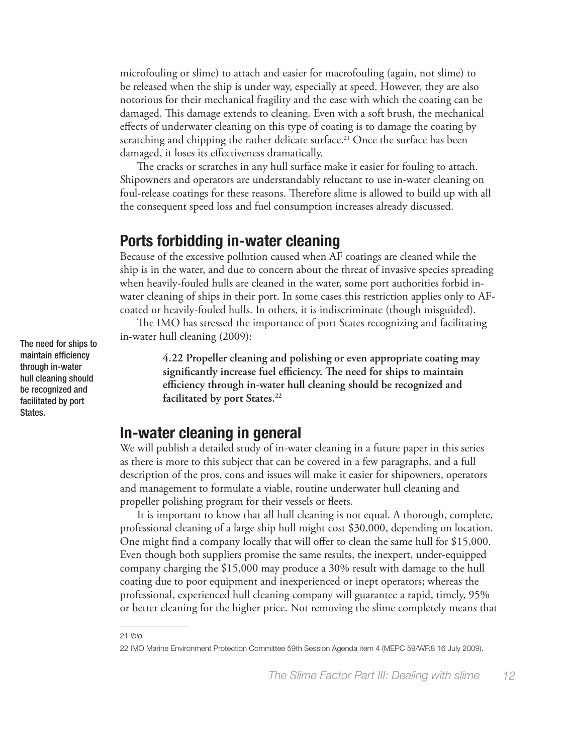microfouling or slime) to attach and easier for macrofouling (again, not slime) to be released when the ship is under way, especially at speed. However, they are also notorious for their mechanical fragility and the ease with which the coating can be damaged. This damage extends to cleaning. Even with a soft brush, the mechanical effects of underwater cleaning on this type of coating is to damage the coating by scratching and chipping the rather delicate surface.[21] Once the surface has been damaged, it loses its effectiveness dramatically.

The cracks or scratches in any hull surface make it easier for fouling to attach. Shipowners and operators are understandably reluctant to use in-water cleaning on foul-release coatings for these reasons. Therefore slime is allowed to build up with all the consequent speed loss and fuel consumption increases already discussed.

## Ports forbidding in-water cleaning

Because of the excessive pollution caused when AF coatings are cleaned while the ship is in the water, and due to concern about the threat of invasive species spreading when heavily-fouled hulls are cleaned in the water, some port authorities forbid in-water cleaning of ships in their port. In some cases this restriction applies only to AF-coated or heavily-fouled hulls. In others, it is indiscriminate (though misguided).

The IMO has stressed the importance of port States recognizing and facilitating in-water hull cleaning (2009):

> **4.22 Propeller cleaning and polishing or even appropriate coating may significantly increase fuel efficiency. The need for ships to maintain efficiency through in-water hull cleaning should be recognized and facilitated by port States.**[22]

The need for ships to maintain efficiency through in-water hull cleaning should be recognized and facilitated by port States.

## In-water cleaning in general

We will publish a detailed study of in-water cleaning in a future paper in this series as there is more to this subject that can be covered in a few paragraphs, and a full description of the pros, cons and issues will make it easier for shipowners, operators and management to formulate a viable, routine underwater hull cleaning and propeller polishing program for their vessels or fleets.

It is important to know that all hull cleaning is not equal. A thorough, complete, professional cleaning of a large ship hull might cost $30,000, depending on location. One might find a company locally that will offer to clean the same hull for $15,000. Even though both suppliers promise the same results, the inexpert, under-equipped company charging the $15,000 may produce a 30% result with damage to the hull coating due to poor equipment and inexperienced or inept operators; whereas the professional, experienced hull cleaning company will guarantee a rapid, timely, 95% or better cleaning for the higher price. Not removing the slime completely means that

---

21 *Ibid.*

22 IMO Marine Environment Protection Committee 59th Session Agenda item 4 (MEPC 59/WP.8 16 July 2009).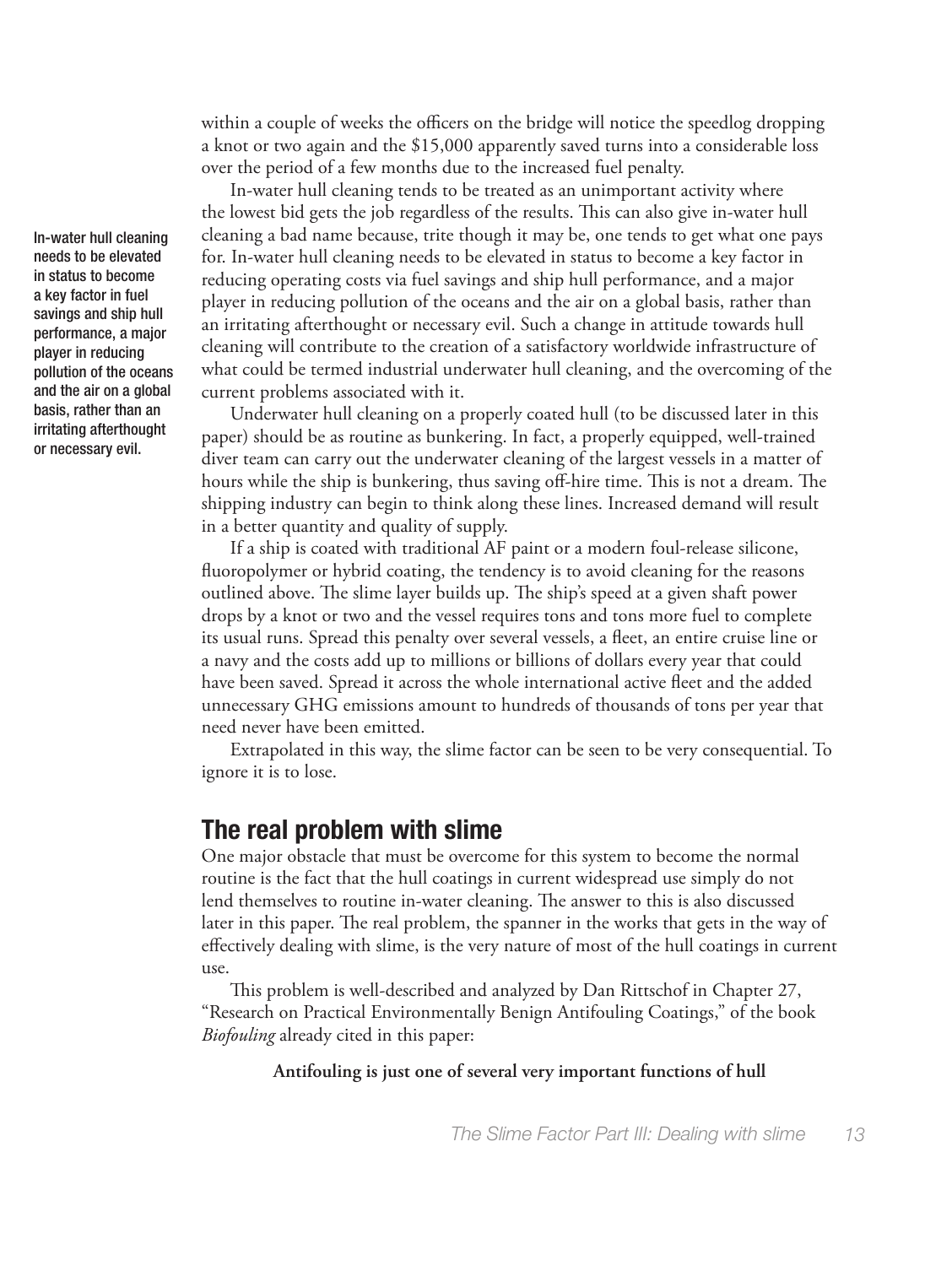within a couple of weeks the officers on the bridge will notice the speedlog dropping a knot or two again and the $15,000 apparently saved turns into a considerable loss over the period of a few months due to the increased fuel penalty.

In-water hull cleaning tends to be treated as an unimportant activity where the lowest bid gets the job regardless of the results. This can also give in-water hull cleaning a bad name because, trite though it may be, one tends to get what one pays for. In-water hull cleaning needs to be elevated in status to become a key factor in reducing operating costs via fuel savings and ship hull performance, and a major player in reducing pollution of the oceans and the air on a global basis, rather than an irritating afterthought or necessary evil. Such a change in attitude towards hull cleaning will contribute to the creation of a satisfactory worldwide infrastructure of what could be termed industrial underwater hull cleaning, and the overcoming of the current problems associated with it.

> In-water hull cleaning needs to be elevated in status to become a key factor in fuel savings and ship hull performance, a major player in reducing pollution of the oceans and the air on a global basis, rather than an irritating afterthought or necessary evil.

Underwater hull cleaning on a properly coated hull (to be discussed later in this paper) should be as routine as bunkering. In fact, a properly equipped, well-trained diver team can carry out the underwater cleaning of the largest vessels in a matter of hours while the ship is bunkering, thus saving off-hire time. This is not a dream. The shipping industry can begin to think along these lines. Increased demand will result in a better quantity and quality of supply.

If a ship is coated with traditional AF paint or a modern foul-release silicone, fluoropolymer or hybrid coating, the tendency is to avoid cleaning for the reasons outlined above. The slime layer builds up. The ship's speed at a given shaft power drops by a knot or two and the vessel requires tons and tons more fuel to complete its usual runs. Spread this penalty over several vessels, a fleet, an entire cruise line or a navy and the costs add up to millions or billions of dollars every year that could have been saved. Spread it across the whole international active fleet and the added unnecessary GHG emissions amount to hundreds of thousands of tons per year that need never have been emitted.

Extrapolated in this way, the slime factor can be seen to be very consequential. To ignore it is to lose.

## The real problem with slime

One major obstacle that must be overcome for this system to become the normal routine is the fact that the hull coatings in current widespread use simply do not lend themselves to routine in-water cleaning. The answer to this is also discussed later in this paper. The real problem, the spanner in the works that gets in the way of effectively dealing with slime, is the very nature of most of the hull coatings in current use.

This problem is well-described and analyzed by Dan Rittschof in Chapter 27, "Research on Practical Environmentally Benign Antifouling Coatings," of the book *Biofouling* already cited in this paper:

**Antifouling is just one of several very important functions of hull**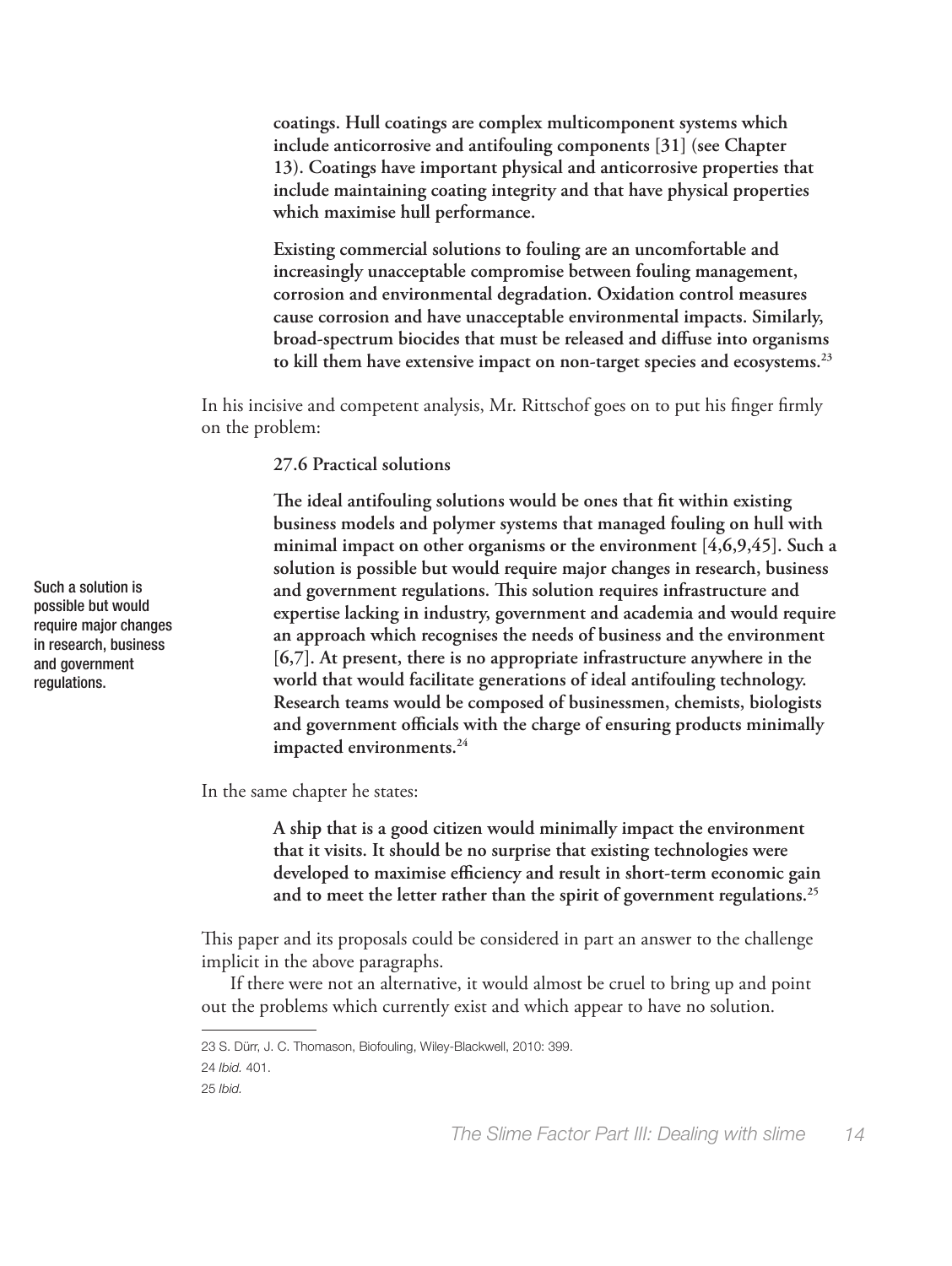**coatings. Hull coatings are complex multicomponent systems which include anticorrosive and antifouling components [31] (see Chapter 13). Coatings have important physical and anticorrosive properties that include maintaining coating integrity and that have physical properties which maximise hull performance.**

**Existing commercial solutions to fouling are an uncomfortable and increasingly unacceptable compromise between fouling management, corrosion and environmental degradation. Oxidation control measures cause corrosion and have unacceptable environmental impacts. Similarly, broad-spectrum biocides that must be released and diffuse into organisms to kill them have extensive impact on non-target species and ecosystems.[23]**

In his incisive and competent analysis, Mr. Rittschof goes on to put his finger firmly on the problem:

**27.6 Practical solutions**

**The ideal antifouling solutions would be ones that fit within existing business models and polymer systems that managed fouling on hull with minimal impact on other organisms or the environment [4,6,9,45]. Such a solution is possible but would require major changes in research, business and government regulations. This solution requires infrastructure and expertise lacking in industry, government and academia and would require an approach which recognises the needs of business and the environment [6,7]. At present, there is no appropriate infrastructure anywhere in the world that would facilitate generations of ideal antifouling technology. Research teams would be composed of businessmen, chemists, biologists and government officials with the charge of ensuring products minimally impacted environments.[24]**

Such a solution is possible but would require major changes in research, business and government regulations.

In the same chapter he states:

**A ship that is a good citizen would minimally impact the environment that it visits. It should be no surprise that existing technologies were developed to maximise efficiency and result in short-term economic gain and to meet the letter rather than the spirit of government regulations.[25]**

This paper and its proposals could be considered in part an answer to the challenge implicit in the above paragraphs.

If there were not an alternative, it would almost be cruel to bring up and point out the problems which currently exist and which appear to have no solution.

---

23 S. Dürr, J. C. Thomason, Biofouling, Wiley-Blackwell, 2010: 399.

24 *Ibid.* 401.

25 *Ibid.*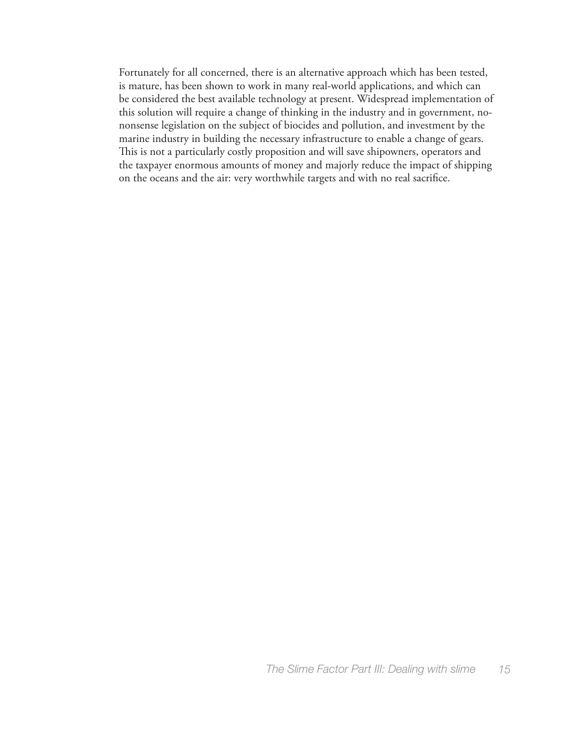Fortunately for all concerned, there is an alternative approach which has been tested, is mature, has been shown to work in many real-world applications, and which can be considered the best available technology at present. Widespread implementation of this solution will require a change of thinking in the industry and in government, no-nonsense legislation on the subject of biocides and pollution, and investment by the marine industry in building the necessary infrastructure to enable a change of gears. This is not a particularly costly proposition and will save shipowners, operators and the taxpayer enormous amounts of money and majorly reduce the impact of shipping on the oceans and the air: very worthwhile targets and with no real sacrifice.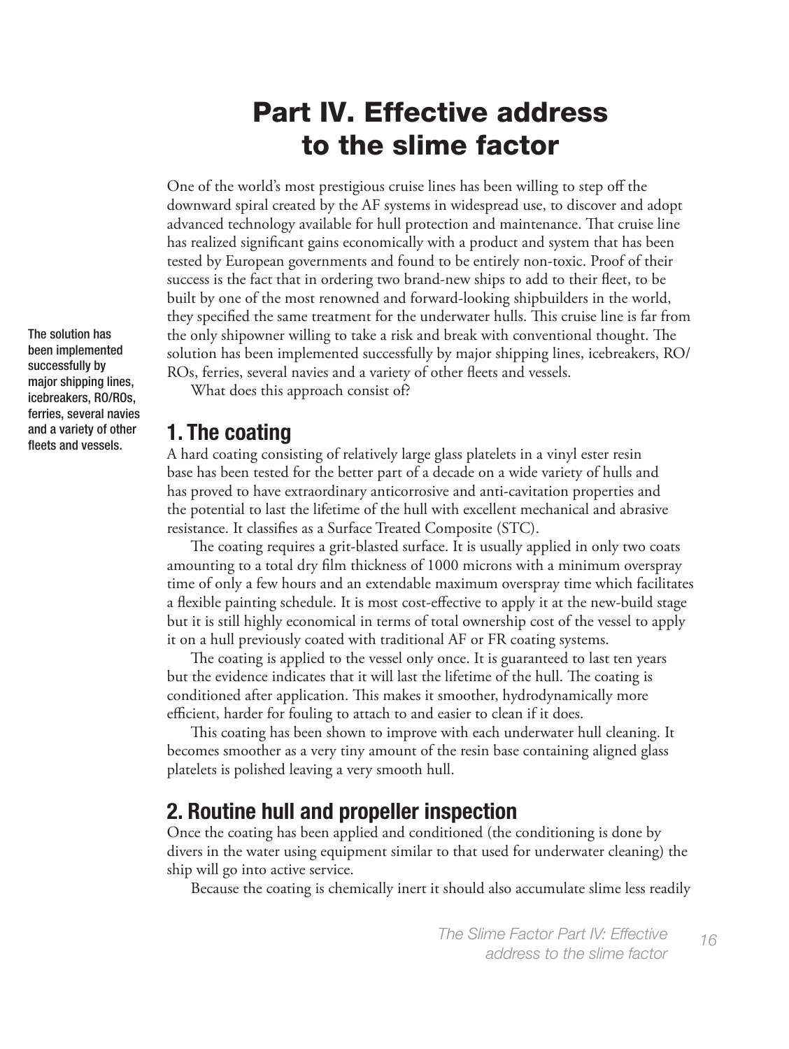# Part IV. Effective address to the slime factor

One of the world's most prestigious cruise lines has been willing to step off the downward spiral created by the AF systems in widespread use, to discover and adopt advanced technology available for hull protection and maintenance. That cruise line has realized significant gains economically with a product and system that has been tested by European governments and found to be entirely non-toxic. Proof of their success is the fact that in ordering two brand-new ships to add to their fleet, to be built by one of the most renowned and forward-looking shipbuilders in the world, they specified the same treatment for the underwater hulls. This cruise line is far from the only shipowner willing to take a risk and break with conventional thought. The solution has been implemented successfully by major shipping lines, icebreakers, RO/ROs, ferries, several navies and a variety of other fleets and vessels.

The solution has been implemented successfully by major shipping lines, icebreakers, RO/ROs, ferries, several navies and a variety of other fleets and vessels.

What does this approach consist of?

## 1. The coating

A hard coating consisting of relatively large glass platelets in a vinyl ester resin base has been tested for the better part of a decade on a wide variety of hulls and has proved to have extraordinary anticorrosive and anti-cavitation properties and the potential to last the lifetime of the hull with excellent mechanical and abrasive resistance. It classifies as a Surface Treated Composite (STC).

The coating requires a grit-blasted surface. It is usually applied in only two coats amounting to a total dry film thickness of 1000 microns with a minimum overspray time of only a few hours and an extendable maximum overspray time which facilitates a flexible painting schedule. It is most cost-effective to apply it at the new-build stage but it is still highly economical in terms of total ownership cost of the vessel to apply it on a hull previously coated with traditional AF or FR coating systems.

The coating is applied to the vessel only once. It is guaranteed to last ten years but the evidence indicates that it will last the lifetime of the hull. The coating is conditioned after application. This makes it smoother, hydrodynamically more efficient, harder for fouling to attach to and easier to clean if it does.

This coating has been shown to improve with each underwater hull cleaning. It becomes smoother as a very tiny amount of the resin base containing aligned glass platelets is polished leaving a very smooth hull.

## 2. Routine hull and propeller inspection

Once the coating has been applied and conditioned (the conditioning is done by divers in the water using equipment similar to that used for underwater cleaning) the ship will go into active service.

Because the coating is chemically inert it should also accumulate slime less readily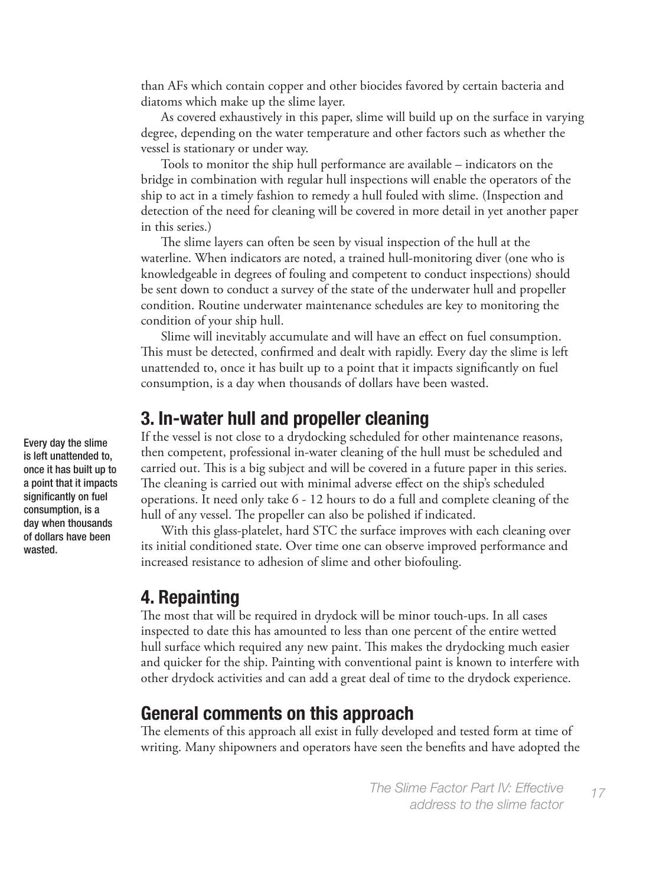than AFs which contain copper and other biocides favored by certain bacteria and diatoms which make up the slime layer.

As covered exhaustively in this paper, slime will build up on the surface in varying degree, depending on the water temperature and other factors such as whether the vessel is stationary or under way.

Tools to monitor the ship hull performance are available – indicators on the bridge in combination with regular hull inspections will enable the operators of the ship to act in a timely fashion to remedy a hull fouled with slime. (Inspection and detection of the need for cleaning will be covered in more detail in yet another paper in this series.)

The slime layers can often be seen by visual inspection of the hull at the waterline. When indicators are noted, a trained hull-monitoring diver (one who is knowledgeable in degrees of fouling and competent to conduct inspections) should be sent down to conduct a survey of the state of the underwater hull and propeller condition. Routine underwater maintenance schedules are key to monitoring the condition of your ship hull.

Slime will inevitably accumulate and will have an effect on fuel consumption. This must be detected, confirmed and dealt with rapidly. Every day the slime is left unattended to, once it has built up to a point that it impacts significantly on fuel consumption, is a day when thousands of dollars have been wasted.

## 3. In-water hull and propeller cleaning

> Every day the slime is left unattended to, once it has built up to a point that it impacts significantly on fuel consumption, is a day when thousands of dollars have been wasted.

If the vessel is not close to a drydocking scheduled for other maintenance reasons, then competent, professional in-water cleaning of the hull must be scheduled and carried out. This is a big subject and will be covered in a future paper in this series. The cleaning is carried out with minimal adverse effect on the ship's scheduled operations. It need only take 6 - 12 hours to do a full and complete cleaning of the hull of any vessel. The propeller can also be polished if indicated.

With this glass-platelet, hard STC the surface improves with each cleaning over its initial conditioned state. Over time one can observe improved performance and increased resistance to adhesion of slime and other biofouling.

## 4. Repainting

The most that will be required in drydock will be minor touch-ups. In all cases inspected to date this has amounted to less than one percent of the entire wetted hull surface which required any new paint. This makes the drydocking much easier and quicker for the ship. Painting with conventional paint is known to interfere with other drydock activities and can add a great deal of time to the drydock experience.

## General comments on this approach

The elements of this approach all exist in fully developed and tested form at time of writing. Many shipowners and operators have seen the benefits and have adopted the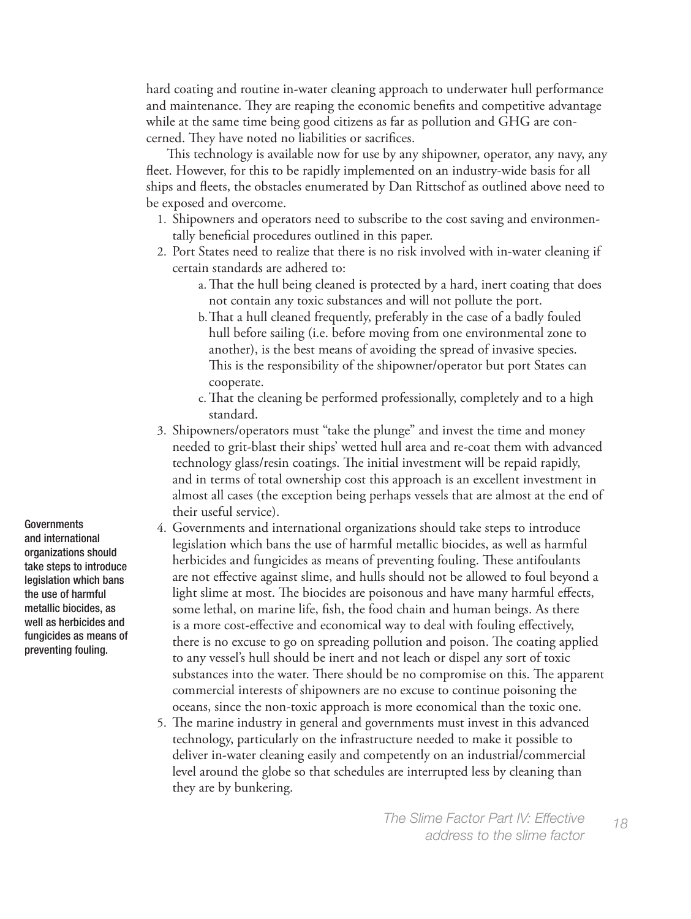hard coating and routine in-water cleaning approach to underwater hull performance and maintenance. They are reaping the economic benefits and competitive advantage while at the same time being good citizens as far as pollution and GHG are concerned. They have noted no liabilities or sacrifices.

This technology is available now for use by any shipowner, operator, any navy, any fleet. However, for this to be rapidly implemented on an industry-wide basis for all ships and fleets, the obstacles enumerated by Dan Rittschof as outlined above need to be exposed and overcome.

1. Shipowners and operators need to subscribe to the cost saving and environmentally beneficial procedures outlined in this paper.
2. Port States need to realize that there is no risk involved with in-water cleaning if certain standards are adhered to:
   a. That the hull being cleaned is protected by a hard, inert coating that does not contain any toxic substances and will not pollute the port.
   b. That a hull cleaned frequently, preferably in the case of a badly fouled hull before sailing (i.e. before moving from one environmental zone to another), is the best means of avoiding the spread of invasive species. This is the responsibility of the shipowner/operator but port States can cooperate.
   c. That the cleaning be performed professionally, completely and to a high standard.
3. Shipowners/operators must "take the plunge" and invest the time and money needed to grit-blast their ships' wetted hull area and re-coat them with advanced technology glass/resin coatings. The initial investment will be repaid rapidly, and in terms of total ownership cost this approach is an excellent investment in almost all cases (the exception being perhaps vessels that are almost at the end of their useful service).
4. Governments and international organizations should take steps to introduce legislation which bans the use of harmful metallic biocides, as well as harmful herbicides and fungicides as means of preventing fouling. These antifoulants are not effective against slime, and hulls should not be allowed to foul beyond a light slime at most. The biocides are poisonous and have many harmful effects, some lethal, on marine life, fish, the food chain and human beings. As there is a more cost-effective and economical way to deal with fouling effectively, there is no excuse to go on spreading pollution and poison. The coating applied to any vessel's hull should be inert and not leach or dispel any sort of toxic substances into the water. There should be no compromise on this. The apparent commercial interests of shipowners are no excuse to continue poisoning the oceans, since the non-toxic approach is more economical than the toxic one.
5. The marine industry in general and governments must invest in this advanced technology, particularly on the infrastructure needed to make it possible to deliver in-water cleaning easily and competently on an industrial/commercial level around the globe so that schedules are interrupted less by cleaning than they are by bunkering.

**Governments and international organizations should take steps to introduce legislation which bans the use of harmful metallic biocides, as well as herbicides and fungicides as means of preventing fouling.**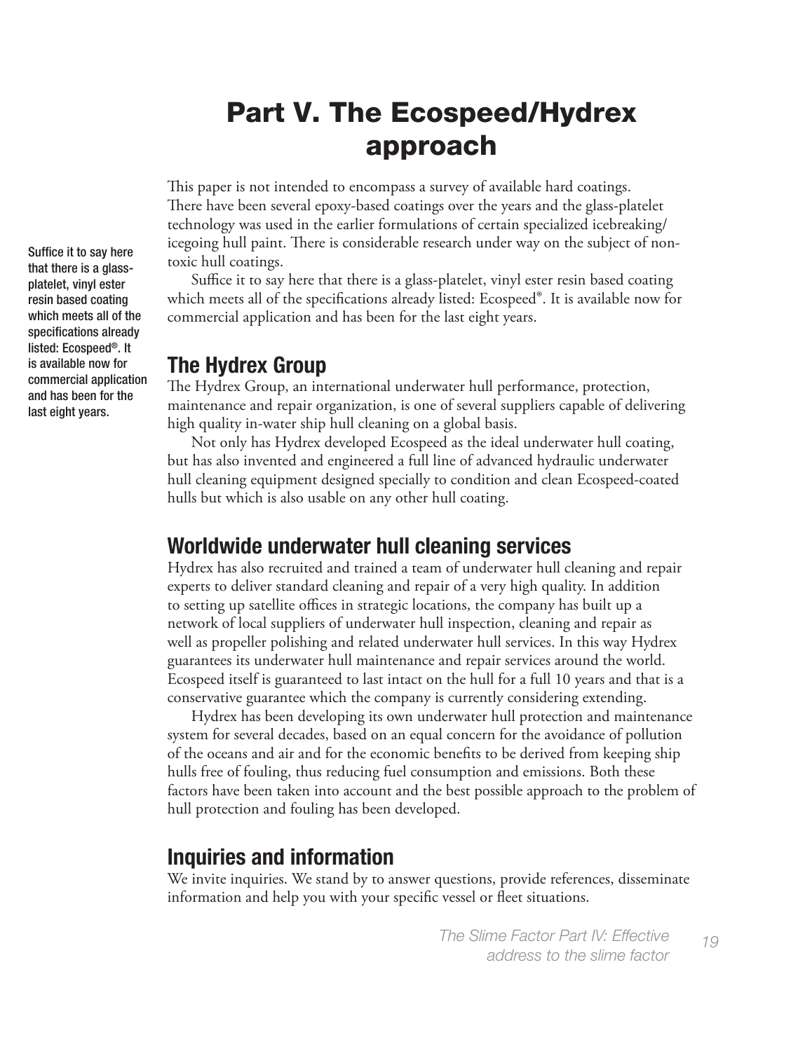# Part V. The Ecospeed/Hydrex approach

This paper is not intended to encompass a survey of available hard coatings. There have been several epoxy-based coatings over the years and the glass-platelet technology was used in the earlier formulations of certain specialized icebreaking/icegoing hull paint. There is considerable research under way on the subject of non-toxic hull coatings.

Suffice it to say here that there is a glass-platelet, vinyl ester resin based coating which meets all of the specifications already listed: Ecospeed®. It is available now for commercial application and has been for the last eight years.

> Suffice it to say here that there is a glass-platelet, vinyl ester resin based coating which meets all of the specifications already listed: Ecospeed®. It is available now for commercial application and has been for the last eight years.

## The Hydrex Group

The Hydrex Group, an international underwater hull performance, protection, maintenance and repair organization, is one of several suppliers capable of delivering high quality in-water ship hull cleaning on a global basis.

Not only has Hydrex developed Ecospeed as the ideal underwater hull coating, but has also invented and engineered a full line of advanced hydraulic underwater hull cleaning equipment designed specially to condition and clean Ecospeed-coated hulls but which is also usable on any other hull coating.

## Worldwide underwater hull cleaning services

Hydrex has also recruited and trained a team of underwater hull cleaning and repair experts to deliver standard cleaning and repair of a very high quality. In addition to setting up satellite offices in strategic locations, the company has built up a network of local suppliers of underwater hull inspection, cleaning and repair as well as propeller polishing and related underwater hull services. In this way Hydrex guarantees its underwater hull maintenance and repair services around the world. Ecospeed itself is guaranteed to last intact on the hull for a full 10 years and that is a conservative guarantee which the company is currently considering extending.

Hydrex has been developing its own underwater hull protection and maintenance system for several decades, based on an equal concern for the avoidance of pollution of the oceans and air and for the economic benefits to be derived from keeping ship hulls free of fouling, thus reducing fuel consumption and emissions. Both these factors have been taken into account and the best possible approach to the problem of hull protection and fouling has been developed.

## Inquiries and information

We invite inquiries. We stand by to answer questions, provide references, disseminate information and help you with your specific vessel or fleet situations.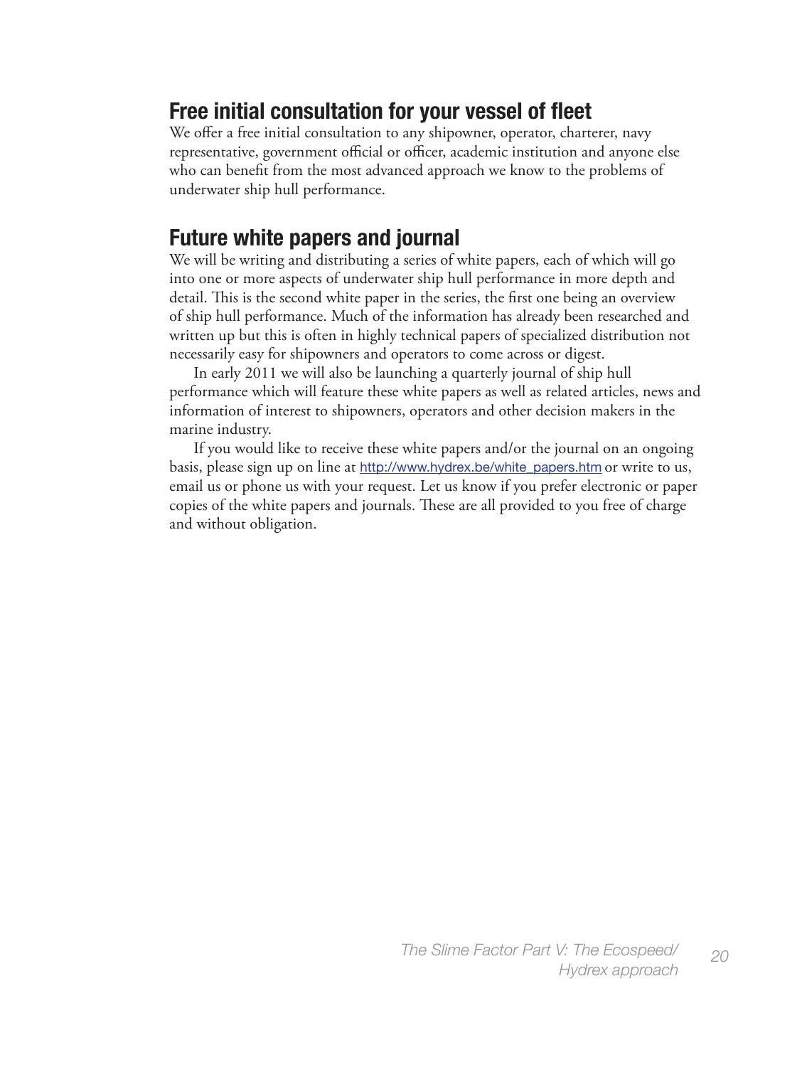## Free initial consultation for your vessel of fleet

We offer a free initial consultation to any shipowner, operator, charterer, navy representative, government official or officer, academic institution and anyone else who can benefit from the most advanced approach we know to the problems of underwater ship hull performance.

## Future white papers and journal

We will be writing and distributing a series of white papers, each of which will go into one or more aspects of underwater ship hull performance in more depth and detail. This is the second white paper in the series, the first one being an overview of ship hull performance. Much of the information has already been researched and written up but this is often in highly technical papers of specialized distribution not necessarily easy for shipowners and operators to come across or digest.

In early 2011 we will also be launching a quarterly journal of ship hull performance which will feature these white papers as well as related articles, news and information of interest to shipowners, operators and other decision makers in the marine industry.

If you would like to receive these white papers and/or the journal on an ongoing basis, please sign up on line at http://www.hydrex.be/white_papers.htm or write to us, email us or phone us with your request. Let us know if you prefer electronic or paper copies of the white papers and journals. These are all provided to you free of charge and without obligation.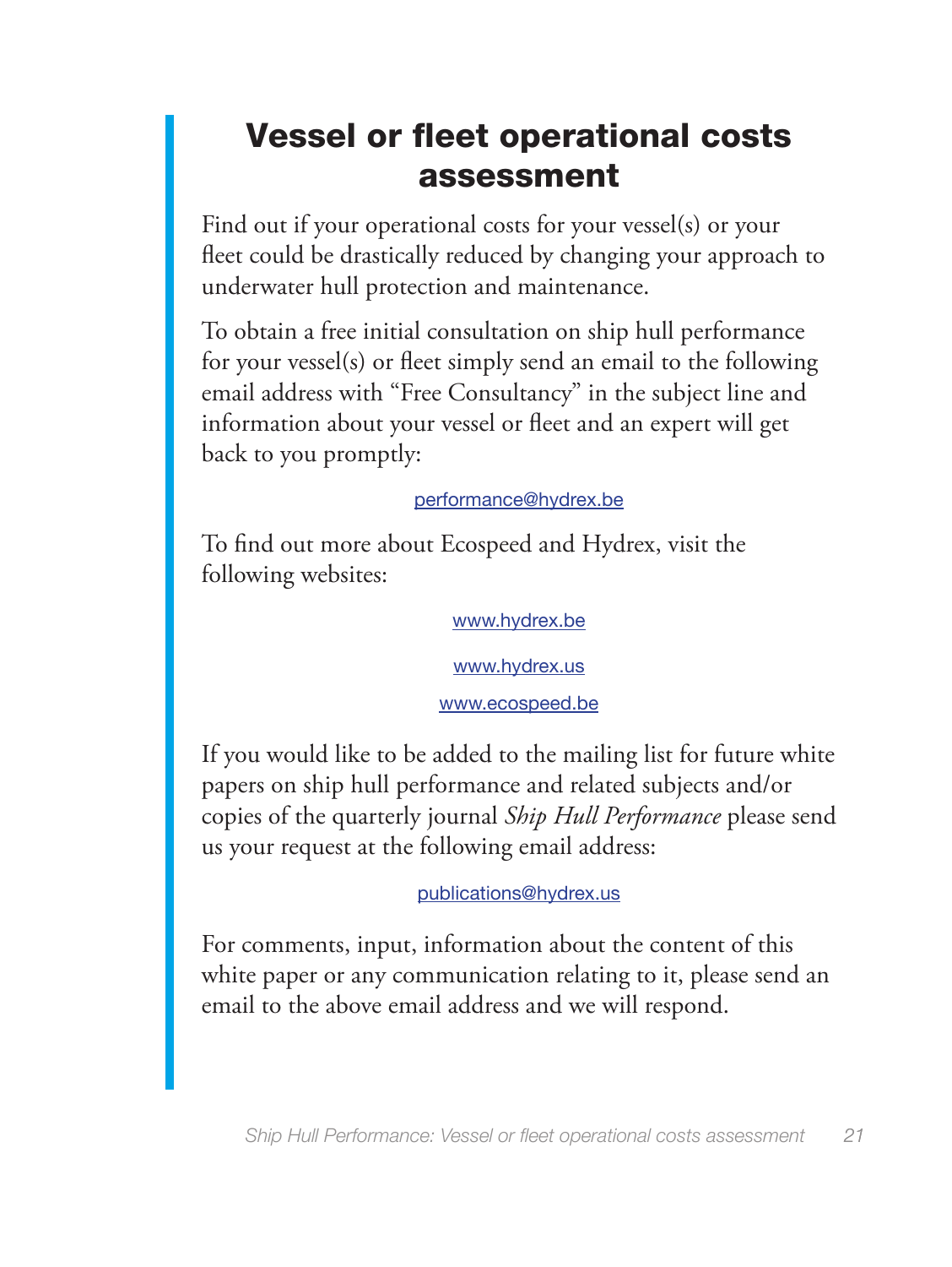# Vessel or fleet operational costs assessment

Find out if your operational costs for your vessel(s) or your fleet could be drastically reduced by changing your approach to underwater hull protection and maintenance.

To obtain a free initial consultation on ship hull performance for your vessel(s) or fleet simply send an email to the following email address with "Free Consultancy" in the subject line and information about your vessel or fleet and an expert will get back to you promptly:

performance@hydrex.be

To find out more about Ecospeed and Hydrex, visit the following websites:

www.hydrex.be

www.hydrex.us

www.ecospeed.be

If you would like to be added to the mailing list for future white papers on ship hull performance and related subjects and/or copies of the quarterly journal *Ship Hull Performance* please send us your request at the following email address:

publications@hydrex.us

For comments, input, information about the content of this white paper or any communication relating to it, please send an email to the above email address and we will respond.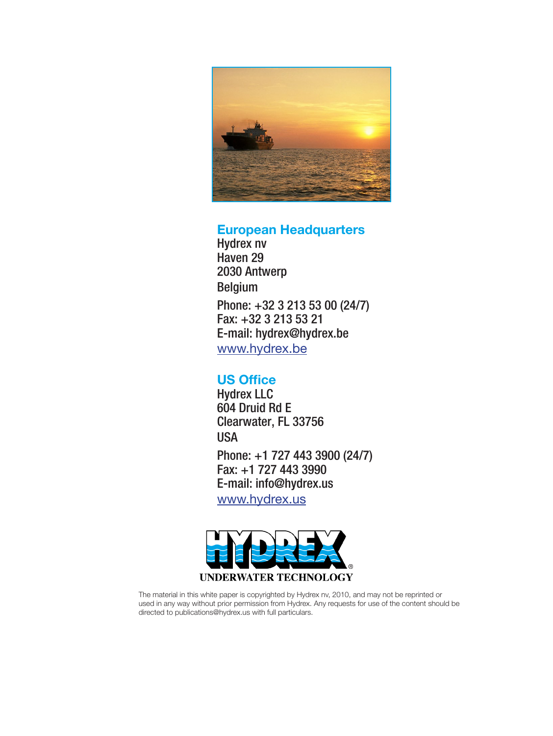## European Headquarters

Hydrex nv
Haven 29
2030 Antwerp
Belgium

Phone: +32 3 213 53 00 (24/7)
Fax: +32 3 213 53 21
E-mail: hydrex@hydrex.be
www.hydrex.be

## US Office

Hydrex LLC
604 Druid Rd E
Clearwater, FL 33756
USA

Phone: +1 727 443 3900 (24/7)
Fax: +1 727 443 3990
E-mail: info@hydrex.us
www.hydrex.us

HYDREX®
UNDERWATER TECHNOLOGY

The material in this white paper is copyrighted by Hydrex nv, 2010, and may not be reprinted or used in any way without prior permission from Hydrex. Any requests for use of the content should be directed to publications@hydrex.us with full particulars.